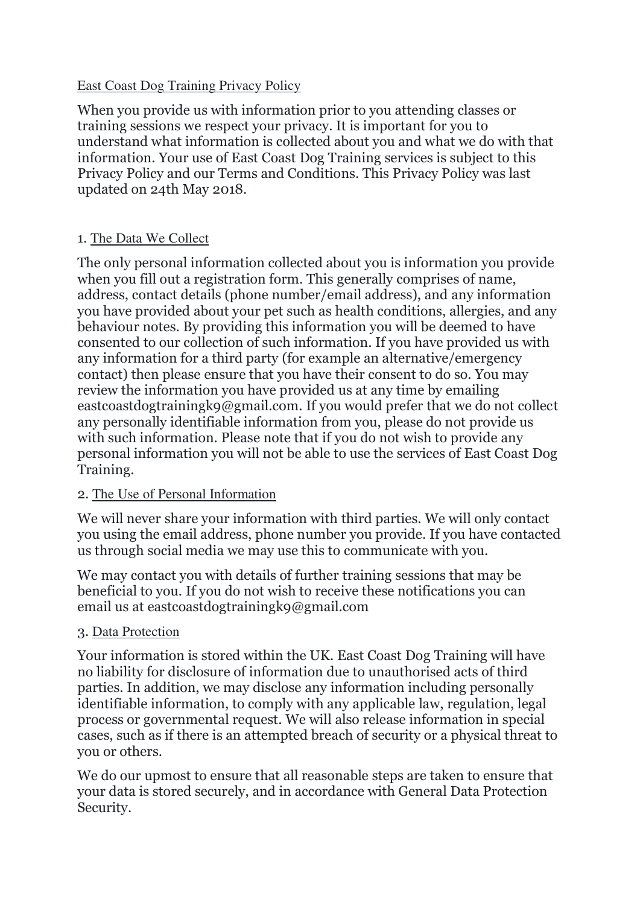# East Coast Dog Training Privacy Policy

When you provide us with information prior to you attending classes or training sessions we respect your privacy. It is important for you to understand what information is collected about you and what we do with that information. Your use of East Coast Dog Training services is subject to this Privacy Policy and our Terms and Conditions. This Privacy Policy was last updated on 24th May 2018.

## 1. The Data We Collect

The only personal information collected about you is information you provide when you fill out a registration form. This generally comprises of name, address, contact details (phone number/email address), and any information you have provided about your pet such as health conditions, allergies, and any behaviour notes. By providing this information you will be deemed to have consented to our collection of such information. If you have provided us with any information for a third party (for example an alternative/emergency contact) then please ensure that you have their consent to do so. You may review the information you have provided us at any time by emailing eastcoastdogtrainingk9@gmail.com. If you would prefer that we do not collect any personally identifiable information from you, please do not provide us with such information. Please note that if you do not wish to provide any personal information you will not be able to use the services of East Coast Dog Training.

## 2. The Use of Personal Information

We will never share your information with third parties. We will only contact you using the email address, phone number you provide. If you have contacted us through social media we may use this to communicate with you.

We may contact you with details of further training sessions that may be beneficial to you. If you do not wish to receive these notifications you can email us at eastcoastdogtrainingk9@gmail.com

## 3. Data Protection

Your information is stored within the UK. East Coast Dog Training will have no liability for disclosure of information due to unauthorised acts of third parties. In addition, we may disclose any information including personally identifiable information, to comply with any applicable law, regulation, legal process or governmental request. We will also release information in special cases, such as if there is an attempted breach of security or a physical threat to you or others.

We do our upmost to ensure that all reasonable steps are taken to ensure that your data is stored securely, and in accordance with General Data Protection Security.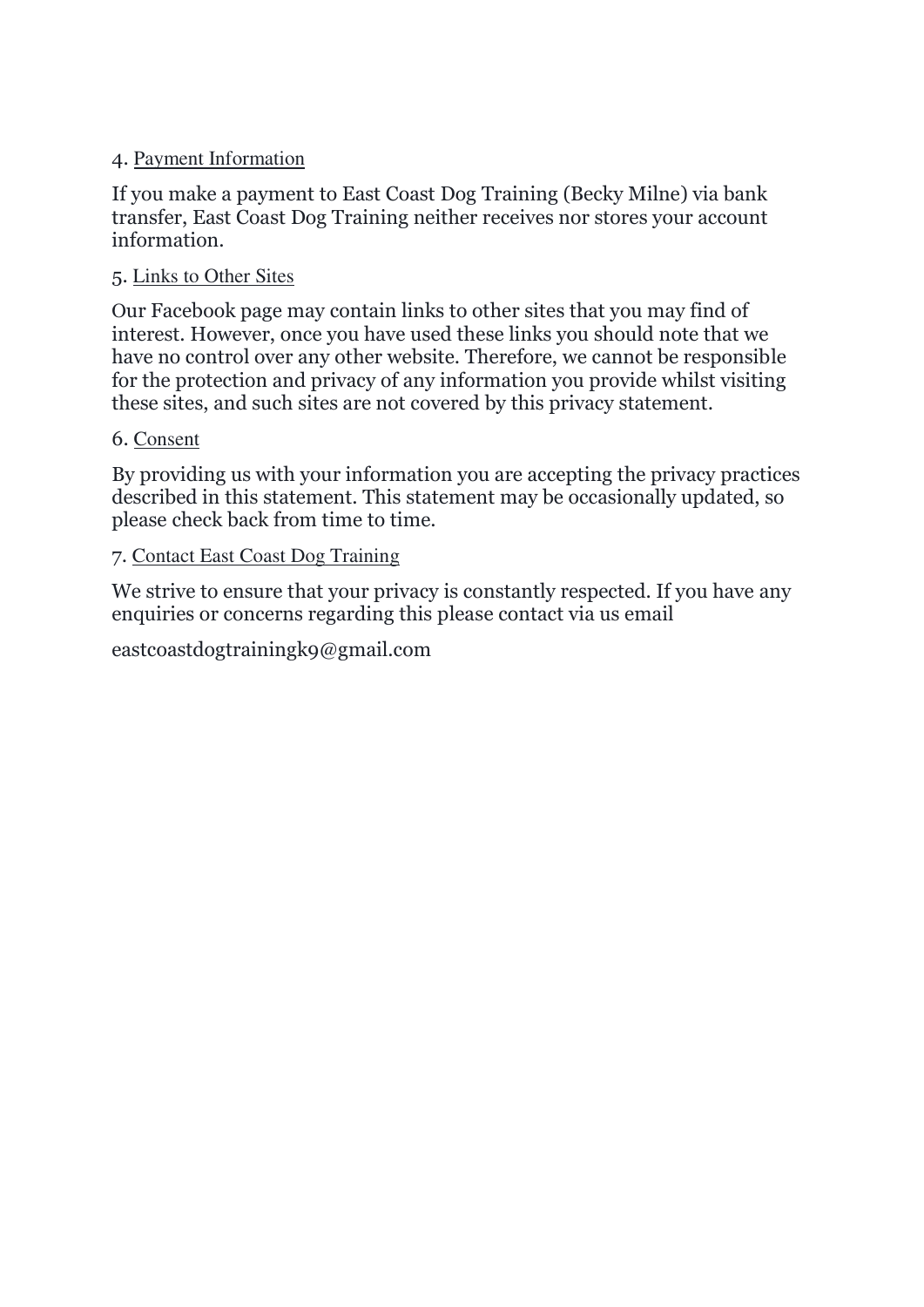## 4. Payment Information

If you make a payment to East Coast Dog Training (Becky Milne) via bank transfer, East Coast Dog Training neither receives nor stores your account information.

## 5. Links to Other Sites

Our Facebook page may contain links to other sites that you may find of interest. However, once you have used these links you should note that we have no control over any other website. Therefore, we cannot be responsible for the protection and privacy of any information you provide whilst visiting these sites, and such sites are not covered by this privacy statement.

## 6. Consent

By providing us with your information you are accepting the privacy practices described in this statement. This statement may be occasionally updated, so please check back from time to time.

## 7. Contact East Coast Dog Training

We strive to ensure that your privacy is constantly respected. If you have any enquiries or concerns regarding this please contact via us email

eastcoastdogtrainingk9@gmail.com